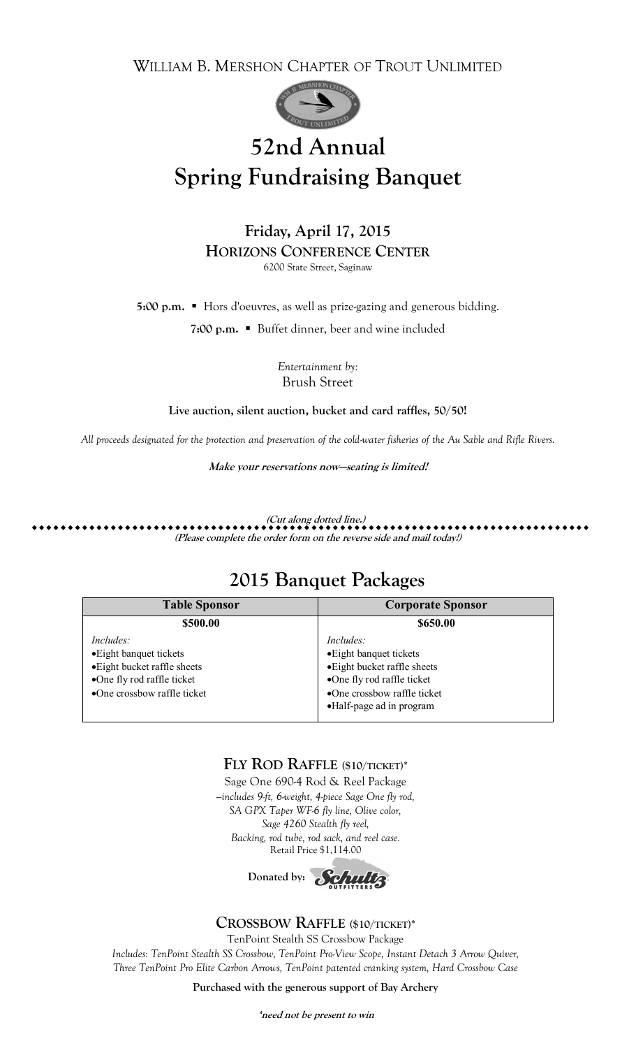WILLIAM B. MERSHON CHAPTER OF TROUT UNLIMITED

# 52nd Annual Spring Fundraising Banquet

**Friday, April 17, 2015**
**HORIZONS CONFERENCE CENTER**
6200 State Street, Saginaw

**5:00 p.m.** ▪ Hors d'oeuvres, as well as prize-gazing and generous bidding.

**7:00 p.m.** ▪ Buffet dinner, beer and wine included

*Entertainment by:*
Brush Street

**Live auction, silent auction, bucket and card raffles, 50/50!**

*All proceeds designated for the protection and preservation of the cold-water fisheries of the Au Sable and Rifle Rivers.*

***Make your reservations now—seating is limited!***

***(Cut along dotted line.)***

***(Please complete the order form on the reverse side and mail today!)***

## 2015 Banquet Packages

| Table Sponsor | Corporate Sponsor |
|---|---|
| **$500.00** | **$650.00** |
| *Includes:*<br>•Eight banquet tickets<br>•Eight bucket raffle sheets<br>•One fly rod raffle ticket<br>•One crossbow raffle ticket | *Includes:*<br>•Eight banquet tickets<br>•Eight bucket raffle sheets<br>•One fly rod raffle ticket<br>•One crossbow raffle ticket<br>•Half-page ad in program |

### FLY ROD RAFFLE ($10/TICKET)*

Sage One 690-4 Rod & Reel Package
*–includes 9-ft, 6-weight, 4-piece Sage One fly rod, SA GPX Taper WF-6 fly line, Olive color, Sage 4260 Stealth fly reel, Backing, rod tube, rod sack, and reel case.*
Retail Price $1,114.00

**Donated by:** Schultz Outfitters

### CROSSBOW RAFFLE ($10/TICKET)*

TenPoint Stealth SS Crossbow Package
*Includes: TenPoint Stealth SS Crossbow, TenPoint Pro-View Scope, Instant Detach 3 Arrow Quiver, Three TenPoint Pro Elite Carbon Arrows, TenPoint patented cranking system, Hard Crossbow Case*

**Purchased with the generous support of Bay Archery**

***need not be present to win**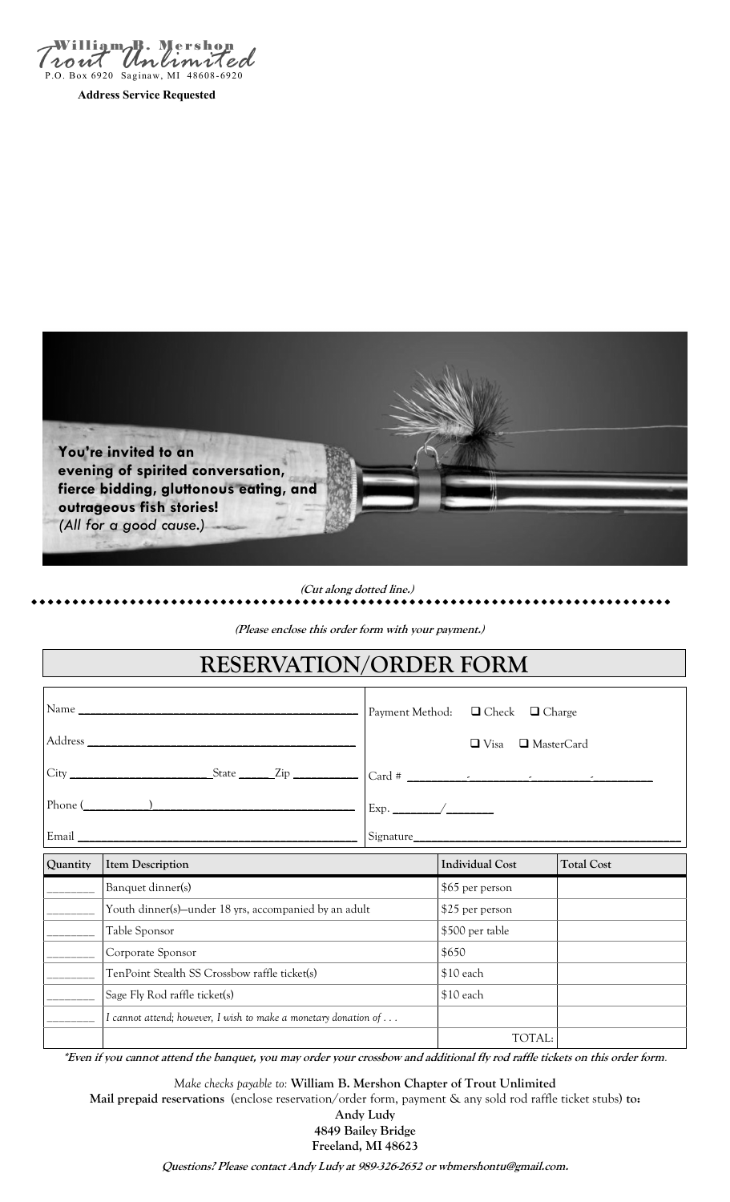William B. Mershon
Trout Unlimited
P.O. Box 6920 Saginaw, MI 48608-6920

**Address Service Requested**

**You're invited to an evening of spirited conversation, fierce bidding, gluttonous eating, and outrageous fish stories!**
*(All for a good cause.)*

***(Cut along dotted line.)***

***(Please enclose this order form with your payment.)***

# RESERVATION/ORDER FORM

| | |
|---|---|
| Name ______________________ | Payment Method: ❑ Check ❑ Charge |
| Address ______________________ | ❑ Visa ❑ MasterCard |
| City __________ State ______ Zip ________ | Card # ________-________-________-________ |
| Phone (________)______________________ | Exp. ______/______ |
| Email ______________________ | Signature______________________ |

| Quantity | Item Description | Individual Cost | Total Cost |
|---|---|---|---|
| ______ | Banquet dinner(s) | $65 per person | |
| ______ | Youth dinner(s)—under 18 yrs, accompanied by an adult | $25 per person | |
| ______ | Table Sponsor | $500 per table | |
| ______ | Corporate Sponsor | $650 | |
| ______ | TenPoint Stealth SS Crossbow raffle ticket(s) | $10 each | |
| ______ | Sage Fly Rod raffle ticket(s) | $10 each | |
| ______ | *I cannot attend; however, I wish to make a monetary donation of . . .* | | |
| | | TOTAL: | |

***\*Even if you cannot attend the banquet, you may order your crossbow and additional fly rod raffle tickets on this order form.***

*Make checks payable to:* **William B. Mershon Chapter of Trout Unlimited**

**Mail prepaid reservations** (enclose reservation/order form, payment & any sold rod raffle ticket stubs) **to:**

**Andy Ludy**
**4849 Bailey Bridge**
**Freeland, MI 48623**

***Questions? Please contact Andy Ludy at 989-326-2652 or wbmershontu@gmail.com.***